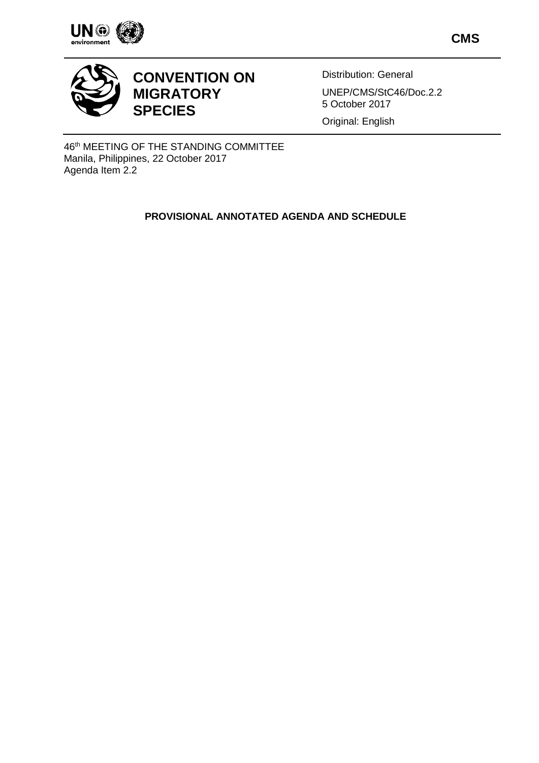CMS

# CONVENTION ON MIGRATORY SPECIES

Distribution: General

UNEP/CMS/StC46/Doc.2.2
5 October 2017

Original: English

46th MEETING OF THE STANDING COMMITTEE
Manila, Philippines, 22 October 2017
Agenda Item 2.2

## PROVISIONAL ANNOTATED AGENDA AND SCHEDULE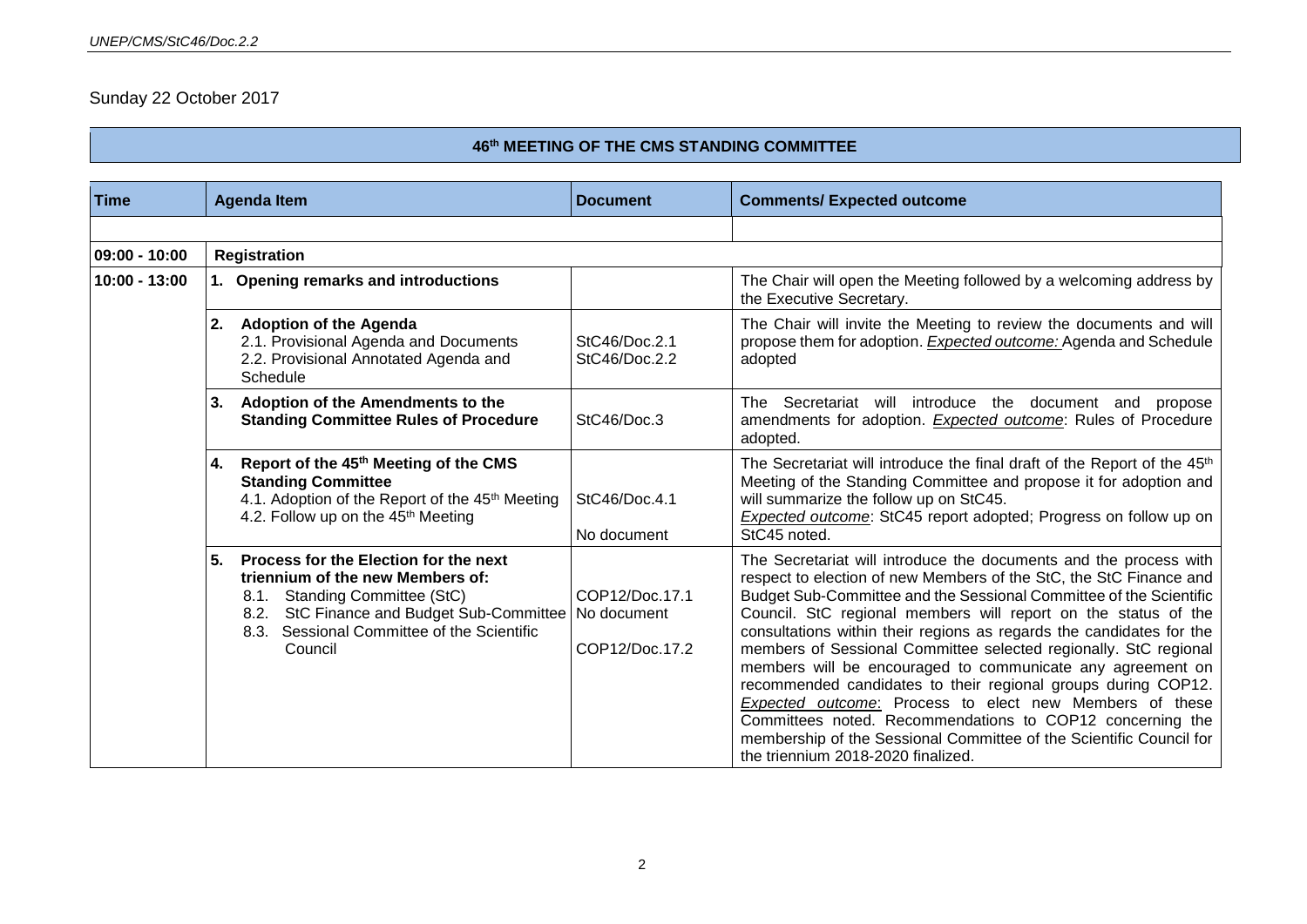Sunday 22 October 2017

**46th MEETING OF THE CMS STANDING COMMITTEE**

| Time | Agenda Item | Document | Comments/ Expected outcome |
|---|---|---|---|
| | | | |
| **09:00 - 10:00** | **Registration** | | |
| **10:00 - 13:00** | **1. Opening remarks and introductions** | | The Chair will open the Meeting followed by a welcoming address by the Executive Secretary. |
| | **2. Adoption of the Agenda**<br>2.1. Provisional Agenda and Documents<br>2.2. Provisional Annotated Agenda and Schedule | StC46/Doc.2.1<br>StC46/Doc.2.2 | The Chair will invite the Meeting to review the documents and will propose them for adoption. *Expected outcome:* Agenda and Schedule adopted |
| | **3. Adoption of the Amendments to the Standing Committee Rules of Procedure** | StC46/Doc.3 | The Secretariat will introduce the document and propose amendments for adoption. *Expected outcome*: Rules of Procedure adopted. |
| | **4. Report of the 45th Meeting of the CMS Standing Committee**<br>4.1. Adoption of the Report of the 45th Meeting<br>4.2. Follow up on the 45th Meeting | StC46/Doc.4.1<br>No document | The Secretariat will introduce the final draft of the Report of the 45th Meeting of the Standing Committee and propose it for adoption and will summarize the follow up on StC45.<br>*Expected outcome*: StC45 report adopted; Progress on follow up on StC45 noted. |
| | **5. Process for the Election for the next triennium of the new Members of:**<br>8.1. Standing Committee (StC)<br>8.2. StC Finance and Budget Sub-Committee<br>8.3. Sessional Committee of the Scientific Council | COP12/Doc.17.1<br>No document<br>COP12/Doc.17.2 | The Secretariat will introduce the documents and the process with respect to election of new Members of the StC, the StC Finance and Budget Sub-Committee and the Sessional Committee of the Scientific Council. StC regional members will report on the status of the consultations within their regions as regards the candidates for the members of Sessional Committee selected regionally. StC regional members will be encouraged to communicate any agreement on recommended candidates to their regional groups during COP12. *Expected outcome*: Process to elect new Members of these Committees noted. Recommendations to COP12 concerning the membership of the Sessional Committee of the Scientific Council for the triennium 2018-2020 finalized. |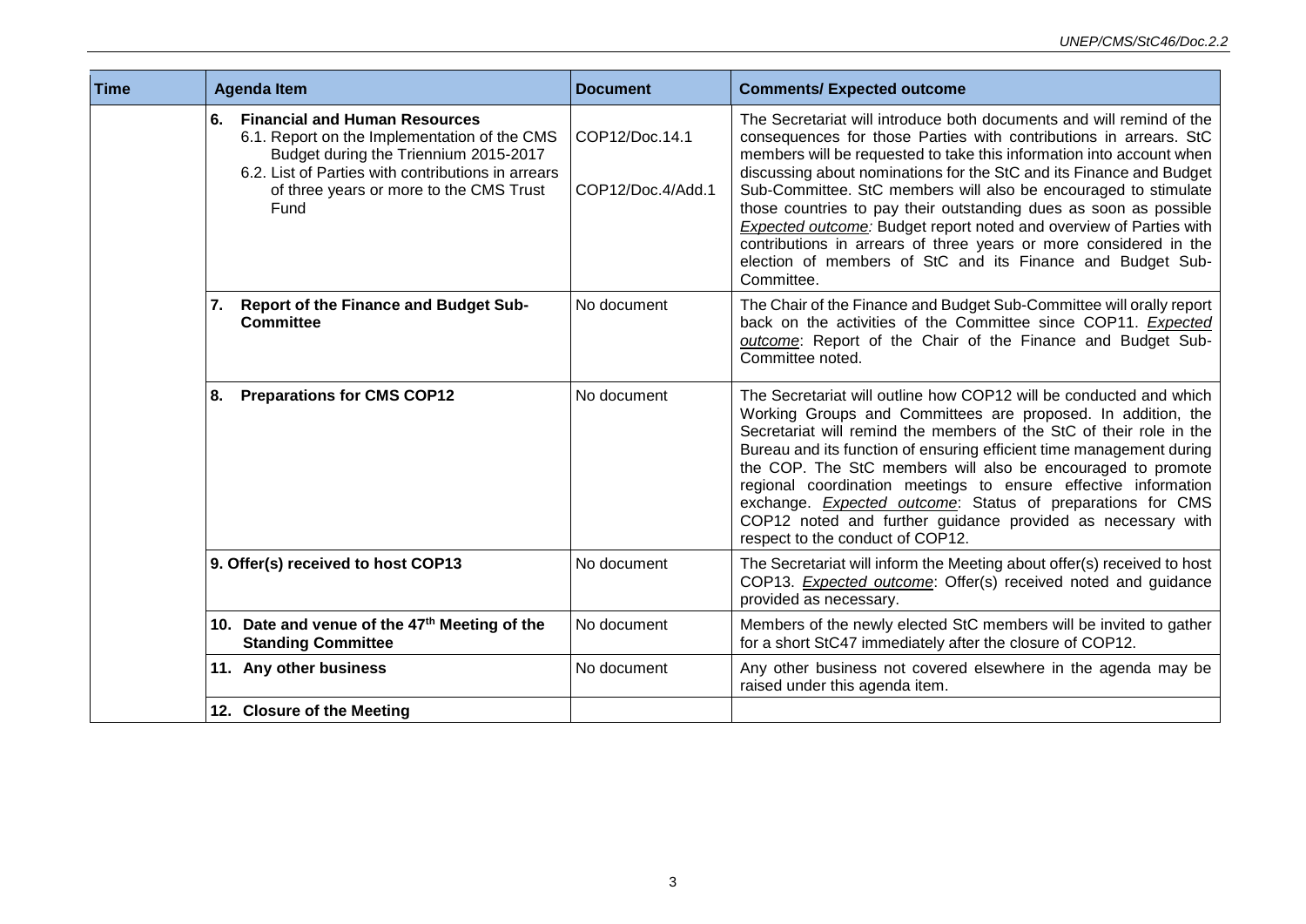| Time | Agenda Item | Document | Comments/ Expected outcome |
|---|---|---|---|
| | **6. Financial and Human Resources**<br>6.1. Report on the Implementation of the CMS Budget during the Triennium 2015-2017<br>6.2. List of Parties with contributions in arrears of three years or more to the CMS Trust Fund | COP12/Doc.14.1<br><br>COP12/Doc.4/Add.1 | The Secretariat will introduce both documents and will remind of the consequences for those Parties with contributions in arrears. StC members will be requested to take this information into account when discussing about nominations for the StC and its Finance and Budget Sub-Committee. StC members will also be encouraged to stimulate those countries to pay their outstanding dues as soon as possible *Expected outcome:* Budget report noted and overview of Parties with contributions in arrears of three years or more considered in the election of members of StC and its Finance and Budget Sub-Committee. |
| | **7. Report of the Finance and Budget Sub-Committee** | No document | The Chair of the Finance and Budget Sub-Committee will orally report back on the activities of the Committee since COP11. *Expected outcome*: Report of the Chair of the Finance and Budget Sub-Committee noted. |
| | **8. Preparations for CMS COP12** | No document | The Secretariat will outline how COP12 will be conducted and which Working Groups and Committees are proposed. In addition, the Secretariat will remind the members of the StC of their role in the Bureau and its function of ensuring efficient time management during the COP. The StC members will also be encouraged to promote regional coordination meetings to ensure effective information exchange. *Expected outcome*: Status of preparations for CMS COP12 noted and further guidance provided as necessary with respect to the conduct of COP12. |
| | **9. Offer(s) received to host COP13** | No document | The Secretariat will inform the Meeting about offer(s) received to host COP13. *Expected outcome*: Offer(s) received noted and guidance provided as necessary. |
| | **10. Date and venue of the 47th Meeting of the Standing Committee** | No document | Members of the newly elected StC members will be invited to gather for a short StC47 immediately after the closure of COP12. |
| | **11. Any other business** | No document | Any other business not covered elsewhere in the agenda may be raised under this agenda item. |
| | **12. Closure of the Meeting** | | |